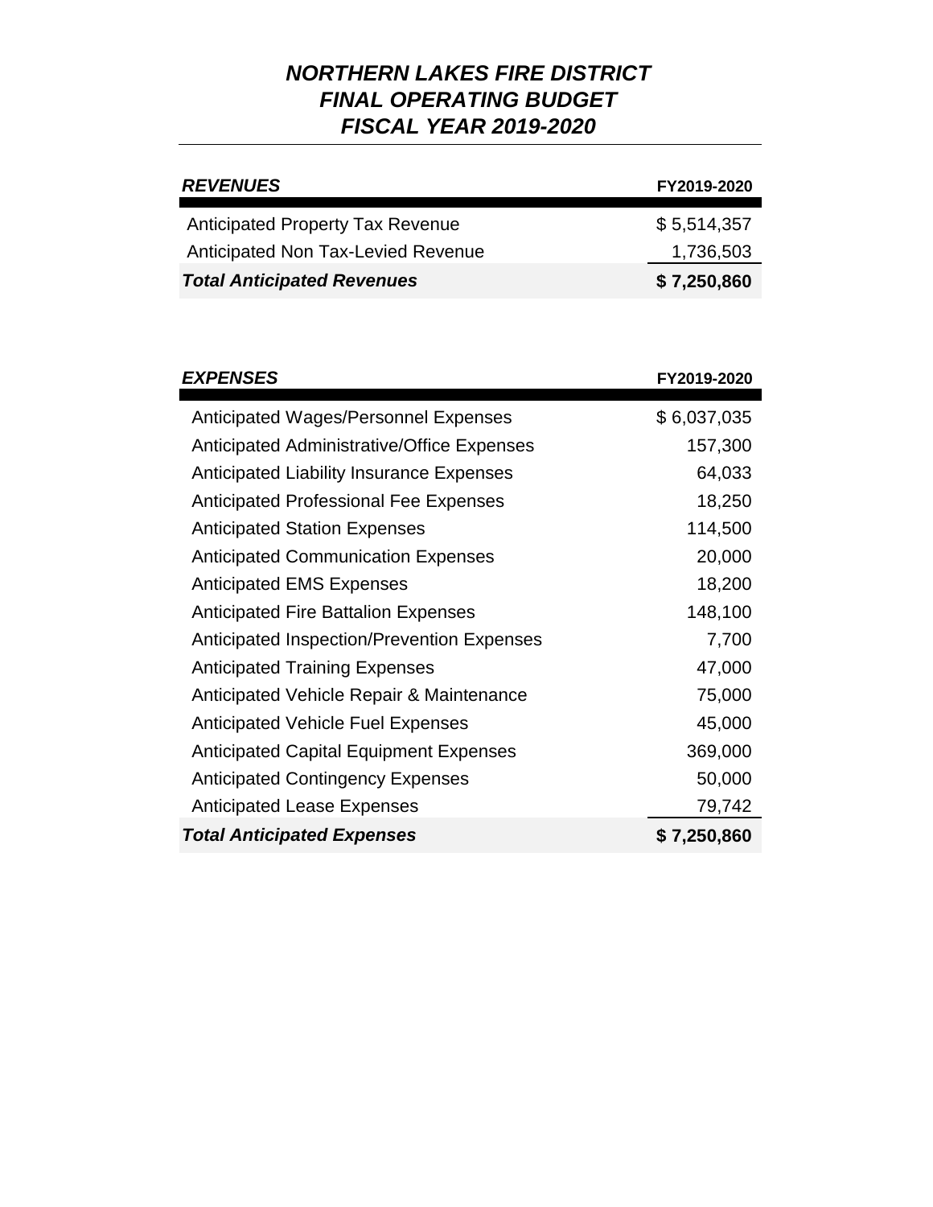# *NORTHERN LAKES FIRE DISTRICT*
# *FINAL OPERATING BUDGET*
# *FISCAL YEAR 2019-2020*

| ***REVENUES*** | **FY2019-2020** |
|---|---|
| Anticipated Property Tax Revenue | $ 5,514,357 |
| Anticipated Non Tax-Levied Revenue | 1,736,503 |
| ***Total Anticipated Revenues*** | **$ 7,250,860** |

| ***EXPENSES*** | **FY2019-2020** |
|---|---|
| Anticipated Wages/Personnel Expenses | $ 6,037,035 |
| Anticipated Administrative/Office Expenses | 157,300 |
| Anticipated Liability Insurance Expenses | 64,033 |
| Anticipated Professional Fee Expenses | 18,250 |
| Anticipated Station Expenses | 114,500 |
| Anticipated Communication Expenses | 20,000 |
| Anticipated EMS Expenses | 18,200 |
| Anticipated Fire Battalion Expenses | 148,100 |
| Anticipated Inspection/Prevention Expenses | 7,700 |
| Anticipated Training Expenses | 47,000 |
| Anticipated Vehicle Repair & Maintenance | 75,000 |
| Anticipated Vehicle Fuel Expenses | 45,000 |
| Anticipated Capital Equipment Expenses | 369,000 |
| Anticipated Contingency Expenses | 50,000 |
| Anticipated Lease Expenses | 79,742 |
| ***Total Anticipated Expenses*** | **$ 7,250,860** |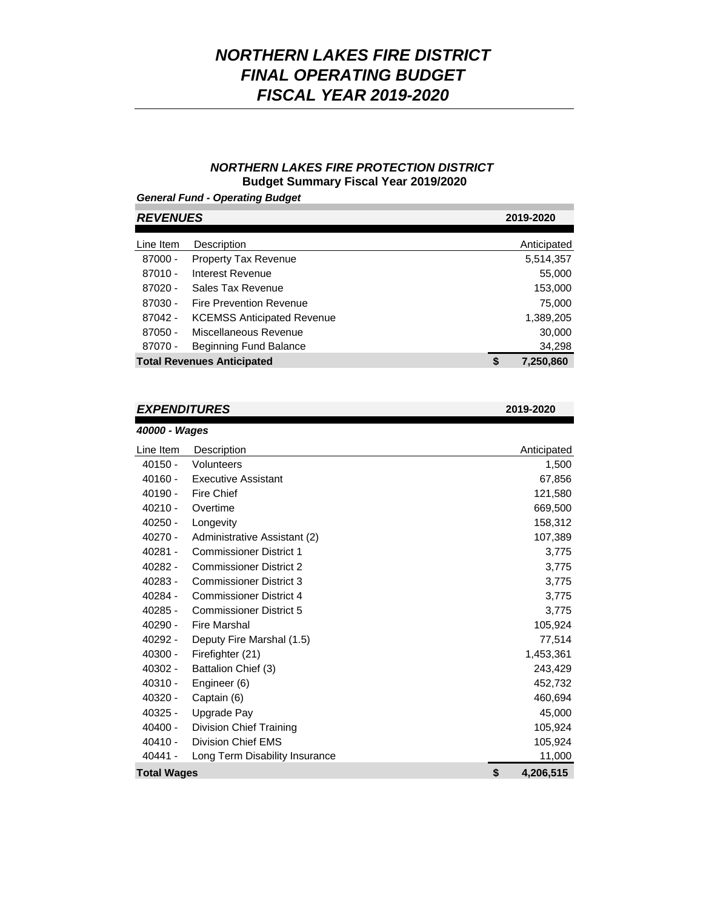# *NORTHERN LAKES FIRE DISTRICT*
# *FINAL OPERATING BUDGET*
# *FISCAL YEAR 2019-2020*

## *NORTHERN LAKES FIRE PROTECTION DISTRICT*
### Budget Summary Fiscal Year 2019/2020

***General Fund - Operating Budget***

| ***REVENUES*** | | | **2019-2020** |
|---|---|---|---|
| Line Item | Description | | Anticipated |
| 87000 - | Property Tax Revenue | | 5,514,357 |
| 87010 - | Interest Revenue | | 55,000 |
| 87020 - | Sales Tax Revenue | | 153,000 |
| 87030 - | Fire Prevention Revenue | | 75,000 |
| 87042 - | KCEMSS Anticipated Revenue | | 1,389,205 |
| 87050 - | Miscellaneous Revenue | | 30,000 |
| 87070 - | Beginning Fund Balance | | 34,298 |
| **Total Revenues Anticipated** | | **$** | **7,250,860** |

| ***EXPENDITURES*** | | | **2019-2020** |
|---|---|---|---|
| ***40000 - Wages*** | | | |
| Line Item | Description | | Anticipated |
| 40150 - | Volunteers | | 1,500 |
| 40160 - | Executive Assistant | | 67,856 |
| 40190 - | Fire Chief | | 121,580 |
| 40210 - | Overtime | | 669,500 |
| 40250 - | Longevity | | 158,312 |
| 40270 - | Administrative Assistant (2) | | 107,389 |
| 40281 - | Commissioner District 1 | | 3,775 |
| 40282 - | Commissioner District 2 | | 3,775 |
| 40283 - | Commissioner District 3 | | 3,775 |
| 40284 - | Commissioner District 4 | | 3,775 |
| 40285 - | Commissioner District 5 | | 3,775 |
| 40290 - | Fire Marshal | | 105,924 |
| 40292 - | Deputy Fire Marshal (1.5) | | 77,514 |
| 40300 - | Firefighter (21) | | 1,453,361 |
| 40302 - | Battalion Chief (3) | | 243,429 |
| 40310 - | Engineer (6) | | 452,732 |
| 40320 - | Captain (6) | | 460,694 |
| 40325 - | Upgrade Pay | | 45,000 |
| 40400 - | Division Chief Training | | 105,924 |
| 40410 - | Division Chief EMS | | 105,924 |
| 40441 - | Long Term Disability Insurance | | 11,000 |
| **Total Wages** | | **$** | **4,206,515** |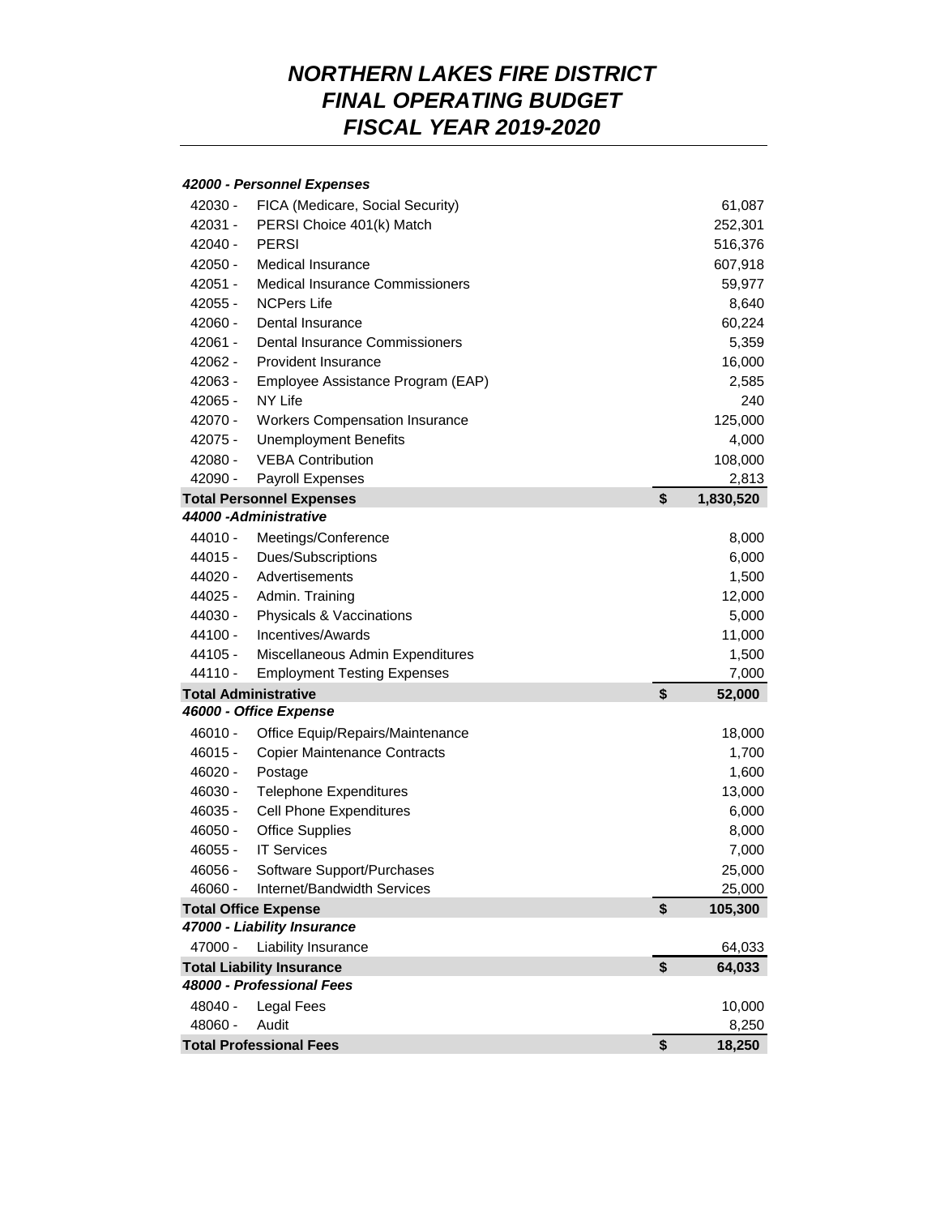# *NORTHERN LAKES FIRE DISTRICT*
# *FINAL OPERATING BUDGET*
# *FISCAL YEAR 2019-2020*

| Code | Description | | Amount |
|---|---|---|---|
| ***42000 - Personnel Expenses*** | | | |
| 42030 - | FICA (Medicare, Social Security) | | 61,087 |
| 42031 - | PERSI Choice 401(k) Match | | 252,301 |
| 42040 - | PERSI | | 516,376 |
| 42050 - | Medical Insurance | | 607,918 |
| 42051 - | Medical Insurance Commissioners | | 59,977 |
| 42055 - | NCPers Life | | 8,640 |
| 42060 - | Dental Insurance | | 60,224 |
| 42061 - | Dental Insurance Commissioners | | 5,359 |
| 42062 - | Provident Insurance | | 16,000 |
| 42063 - | Employee Assistance Program (EAP) | | 2,585 |
| 42065 - | NY Life | | 240 |
| 42070 - | Workers Compensation Insurance | | 125,000 |
| 42075 - | Unemployment Benefits | | 4,000 |
| 42080 - | VEBA Contribution | | 108,000 |
| 42090 - | Payroll Expenses | | 2,813 |
| **Total Personnel Expenses** | | **$** | **1,830,520** |
| ***44000 -Administrative*** | | | |
| 44010 - | Meetings/Conference | | 8,000 |
| 44015 - | Dues/Subscriptions | | 6,000 |
| 44020 - | Advertisements | | 1,500 |
| 44025 - | Admin. Training | | 12,000 |
| 44030 - | Physicals & Vaccinations | | 5,000 |
| 44100 - | Incentives/Awards | | 11,000 |
| 44105 - | Miscellaneous Admin Expenditures | | 1,500 |
| 44110 - | Employment Testing Expenses | | 7,000 |
| **Total Administrative** | | **$** | **52,000** |
| ***46000 - Office Expense*** | | | |
| 46010 - | Office Equip/Repairs/Maintenance | | 18,000 |
| 46015 - | Copier Maintenance Contracts | | 1,700 |
| 46020 - | Postage | | 1,600 |
| 46030 - | Telephone Expenditures | | 13,000 |
| 46035 - | Cell Phone Expenditures | | 6,000 |
| 46050 - | Office Supplies | | 8,000 |
| 46055 - | IT Services | | 7,000 |
| 46056 - | Software Support/Purchases | | 25,000 |
| 46060 - | Internet/Bandwidth Services | | 25,000 |
| **Total Office Expense** | | **$** | **105,300** |
| ***47000 - Liability Insurance*** | | | |
| 47000 - | Liability Insurance | | 64,033 |
| **Total Liability Insurance** | | **$** | **64,033** |
| ***48000 - Professional Fees*** | | | |
| 48040 - | Legal Fees | | 10,000 |
| 48060 - | Audit | | 8,250 |
| **Total Professional Fees** | | **$** | **18,250** |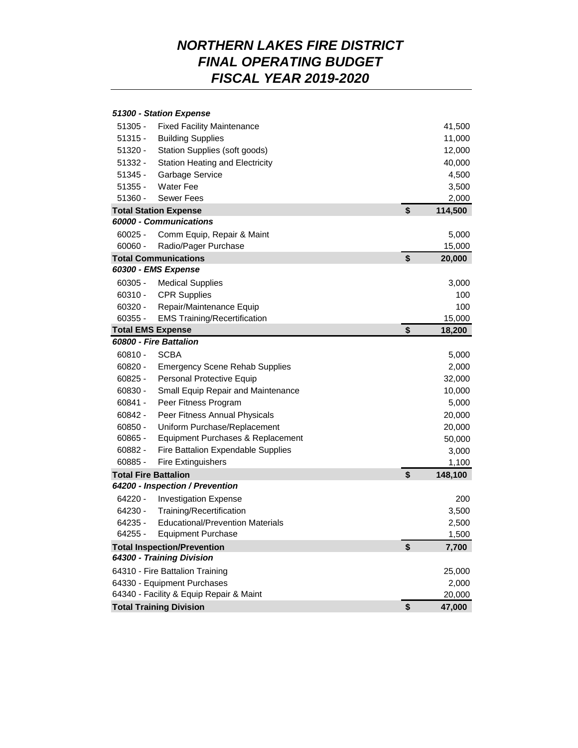# *NORTHERN LAKES FIRE DISTRICT*
# *FINAL OPERATING BUDGET*
# *FISCAL YEAR 2019-2020*

| Account | Description | | Amount |
|---|---|---|---|
| ***51300 - Station Expense*** | | | |
| 51305 - | Fixed Facility Maintenance | | 41,500 |
| 51315 - | Building Supplies | | 11,000 |
| 51320 - | Station Supplies (soft goods) | | 12,000 |
| 51332 - | Station Heating and Electricity | | 40,000 |
| 51345 - | Garbage Service | | 4,500 |
| 51355 - | Water Fee | | 3,500 |
| 51360 - | Sewer Fees | | 2,000 |
| **Total Station Expense** | | **$** | **114,500** |
| ***60000 - Communications*** | | | |
| 60025 - | Comm Equip, Repair & Maint | | 5,000 |
| 60060 - | Radio/Pager Purchase | | 15,000 |
| **Total Communications** | | **$** | **20,000** |
| ***60300 - EMS Expense*** | | | |
| 60305 - | Medical Supplies | | 3,000 |
| 60310 - | CPR Supplies | | 100 |
| 60320 - | Repair/Maintenance Equip | | 100 |
| 60355 - | EMS Training/Recertification | | 15,000 |
| **Total EMS Expense** | | **$** | **18,200** |
| ***60800 - Fire Battalion*** | | | |
| 60810 - | SCBA | | 5,000 |
| 60820 - | Emergency Scene Rehab Supplies | | 2,000 |
| 60825 - | Personal Protective Equip | | 32,000 |
| 60830 - | Small Equip Repair and Maintenance | | 10,000 |
| 60841 - | Peer Fitness Program | | 5,000 |
| 60842 - | Peer Fitness Annual Physicals | | 20,000 |
| 60850 - | Uniform Purchase/Replacement | | 20,000 |
| 60865 - | Equipment Purchases & Replacement | | 50,000 |
| 60882 - | Fire Battalion Expendable Supplies | | 3,000 |
| 60885 - | Fire Extinguishers | | 1,100 |
| **Total Fire Battalion** | | **$** | **148,100** |
| ***64200 - Inspection / Prevention*** | | | |
| 64220 - | Investigation Expense | | 200 |
| 64230 - | Training/Recertification | | 3,500 |
| 64235 - | Educational/Prevention Materials | | 2,500 |
| 64255 - | Equipment Purchase | | 1,500 |
| **Total Inspection/Prevention** | | **$** | **7,700** |
| ***64300 - Training Division*** | | | |
| 64310 - Fire Battalion Training | | | 25,000 |
| 64330 - Equipment Purchases | | | 2,000 |
| 64340 - Facility & Equip Repair & Maint | | | 20,000 |
| **Total Training Division** | | **$** | **47,000** |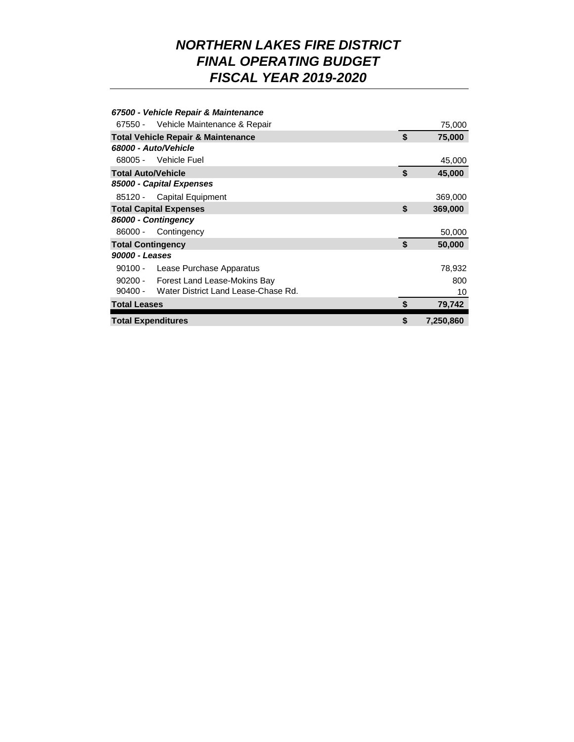# NORTHERN LAKES FIRE DISTRICT
# FINAL OPERATING BUDGET
# FISCAL YEAR 2019-2020

| | | |
|---|---|---|
| ***67500 - Vehicle Repair & Maintenance*** | | |
| 67550 - Vehicle Maintenance & Repair | | 75,000 |
| **Total Vehicle Repair & Maintenance** | **$** | **75,000** |
| ***68000 - Auto/Vehicle*** | | |
| 68005 - Vehicle Fuel | | 45,000 |
| **Total Auto/Vehicle** | **$** | **45,000** |
| ***85000 - Capital Expenses*** | | |
| 85120 - Capital Equipment | | 369,000 |
| **Total Capital Expenses** | **$** | **369,000** |
| ***86000 - Contingency*** | | |
| 86000 - Contingency | | 50,000 |
| **Total Contingency** | **$** | **50,000** |
| ***90000 - Leases*** | | |
| 90100 - Lease Purchase Apparatus | | 78,932 |
| 90200 - Forest Land Lease-Mokins Bay | | 800 |
| 90400 - Water District Land Lease-Chase Rd. | | 10 |
| **Total Leases** | **$** | **79,742** |
| **Total Expenditures** | **$** | **7,250,860** |